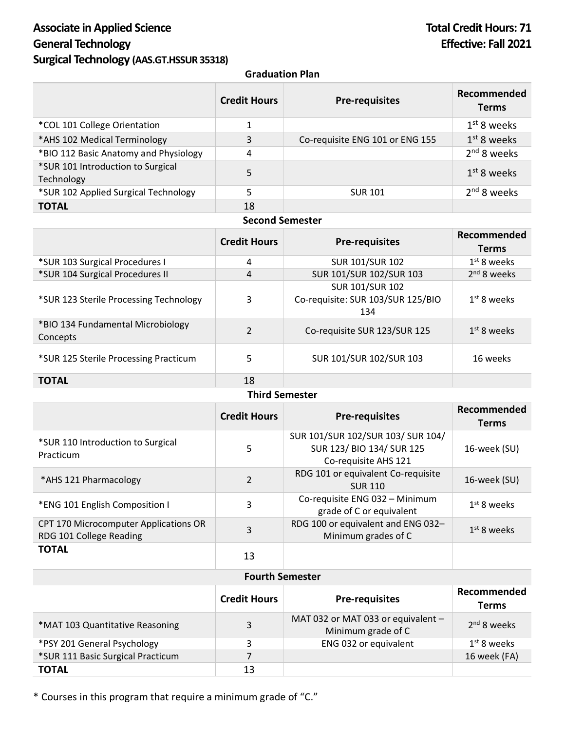**Associate in Applied Science**
**General Technology**
**Surgical Technology (AAS.GT.HSSUR 35318)**

**Total Credit Hours: 71**
**Effective: Fall 2021**

### Graduation Plan

| | Credit Hours | Pre-requisites | Recommended Terms |
|---|---|---|---|
| *COL 101 College Orientation | 1 | | 1st 8 weeks |
| *AHS 102 Medical Terminology | 3 | Co-requisite ENG 101 or ENG 155 | 1st 8 weeks |
| *BIO 112 Basic Anatomy and Physiology | 4 | | 2nd 8 weeks |
| *SUR 101 Introduction to Surgical Technology | 5 | | 1st 8 weeks |
| *SUR 102 Applied Surgical Technology | 5 | SUR 101 | 2nd 8 weeks |
| **TOTAL** | 18 | | |

### Second Semester

| | Credit Hours | Pre-requisites | Recommended Terms |
|---|---|---|---|
| *SUR 103 Surgical Procedures I | 4 | SUR 101/SUR 102 | 1st 8 weeks |
| *SUR 104 Surgical Procedures II | 4 | SUR 101/SUR 102/SUR 103 | 2nd 8 weeks |
| *SUR 123 Sterile Processing Technology | 3 | SUR 101/SUR 102 Co-requisite: SUR 103/SUR 125/BIO 134 | 1st 8 weeks |
| *BIO 134 Fundamental Microbiology Concepts | 2 | Co-requisite SUR 123/SUR 125 | 1st 8 weeks |
| *SUR 125 Sterile Processing Practicum | 5 | SUR 101/SUR 102/SUR 103 | 16 weeks |
| **TOTAL** | 18 | | |

### Third Semester

| | Credit Hours | Pre-requisites | Recommended Terms |
|---|---|---|---|
| *SUR 110 Introduction to Surgical Practicum | 5 | SUR 101/SUR 102/SUR 103/ SUR 104/ SUR 123/ BIO 134/ SUR 125 Co-requisite AHS 121 | 16-week (SU) |
| *AHS 121 Pharmacology | 2 | RDG 101 or equivalent Co-requisite SUR 110 | 16-week (SU) |
| *ENG 101 English Composition I | 3 | Co-requisite ENG 032 – Minimum grade of C or equivalent | 1st 8 weeks |
| CPT 170 Microcomputer Applications OR RDG 101 College Reading | 3 | RDG 100 or equivalent and ENG 032– Minimum grades of C | 1st 8 weeks |
| **TOTAL** | 13 | | |

### Fourth Semester

| | Credit Hours | Pre-requisites | Recommended Terms |
|---|---|---|---|
| *MAT 103 Quantitative Reasoning | 3 | MAT 032 or MAT 033 or equivalent – Minimum grade of C | 2nd 8 weeks |
| *PSY 201 General Psychology | 3 | ENG 032 or equivalent | 1st 8 weeks |
| *SUR 111 Basic Surgical Practicum | 7 | | 16 week (FA) |
| **TOTAL** | 13 | | |

* Courses in this program that require a minimum grade of "C."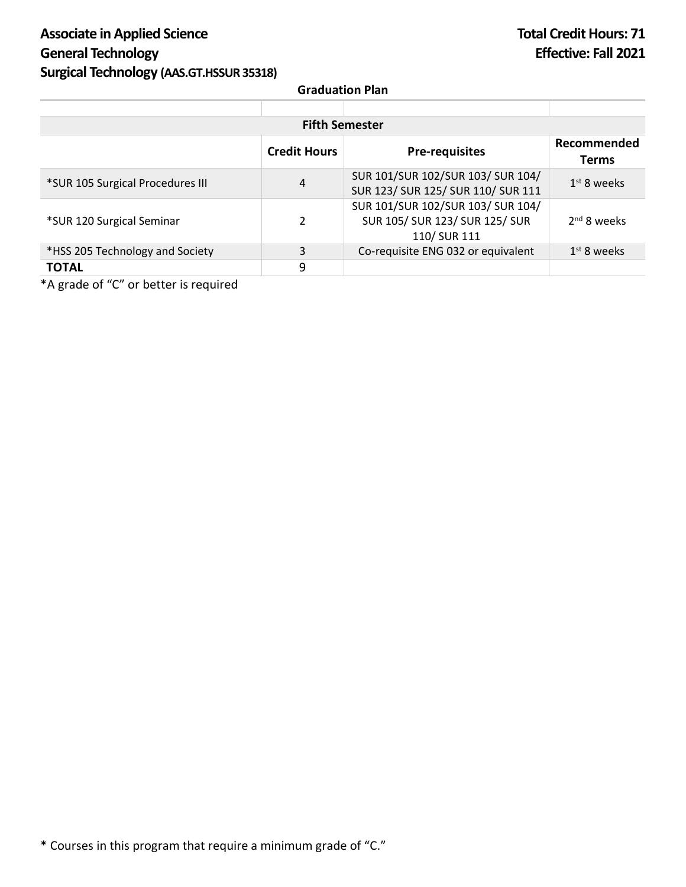**Associate in Applied Science**
**General Technology**
**Surgical Technology (AAS.GT.HSSUR 35318)**

**Total Credit Hours: 71**
**Effective: Fall 2021**

**Graduation Plan**

| | | | |
|---|---|---|---|
| **Fifth Semester** | | | |
| | **Credit Hours** | **Pre-requisites** | **Recommended Terms** |
| *SUR 105 Surgical Procedures III | 4 | SUR 101/SUR 102/SUR 103/ SUR 104/ SUR 123/ SUR 125/ SUR 110/ SUR 111 | 1st 8 weeks |
| *SUR 120 Surgical Seminar | 2 | SUR 101/SUR 102/SUR 103/ SUR 104/ SUR 105/ SUR 123/ SUR 125/ SUR 110/ SUR 111 | 2nd 8 weeks |
| *HSS 205 Technology and Society | 3 | Co-requisite ENG 032 or equivalent | 1st 8 weeks |
| **TOTAL** | 9 | | |

*A grade of "C" or better is required

* Courses in this program that require a minimum grade of "C."